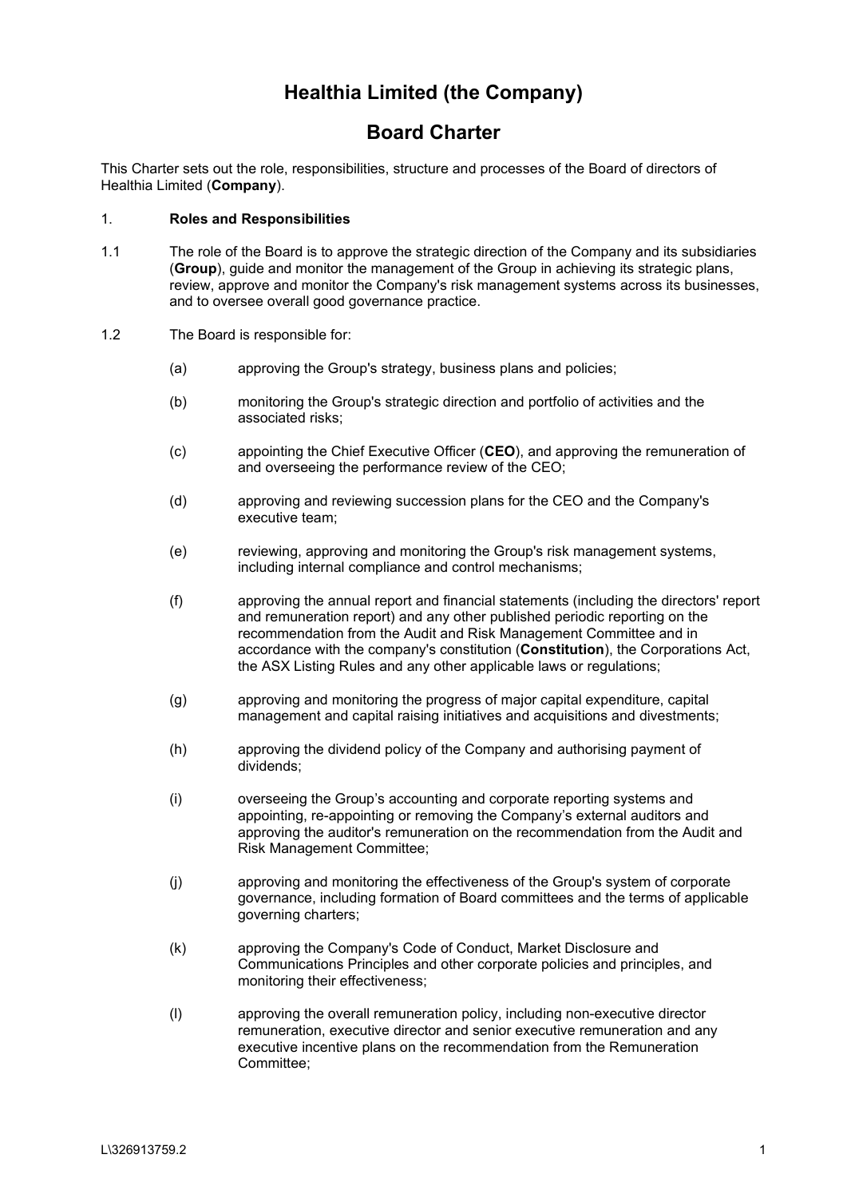# Healthia Limited (the Company)

## Board Charter

This Charter sets out the role, responsibilities, structure and processes of the Board of directors of Healthia Limited (**Company**).

1. **Roles and Responsibilities**

1.1 The role of the Board is to approve the strategic direction of the Company and its subsidiaries (**Group**), guide and monitor the management of the Group in achieving its strategic plans, review, approve and monitor the Company's risk management systems across its businesses, and to oversee overall good governance practice.

1.2 The Board is responsible for:

(a) approving the Group's strategy, business plans and policies;

(b) monitoring the Group's strategic direction and portfolio of activities and the associated risks;

(c) appointing the Chief Executive Officer (**CEO**), and approving the remuneration of and overseeing the performance review of the CEO;

(d) approving and reviewing succession plans for the CEO and the Company's executive team;

(e) reviewing, approving and monitoring the Group's risk management systems, including internal compliance and control mechanisms;

(f) approving the annual report and financial statements (including the directors' report and remuneration report) and any other published periodic reporting on the recommendation from the Audit and Risk Management Committee and in accordance with the company's constitution (**Constitution**), the Corporations Act, the ASX Listing Rules and any other applicable laws or regulations;

(g) approving and monitoring the progress of major capital expenditure, capital management and capital raising initiatives and acquisitions and divestments;

(h) approving the dividend policy of the Company and authorising payment of dividends;

(i) overseeing the Group's accounting and corporate reporting systems and appointing, re-appointing or removing the Company's external auditors and approving the auditor's remuneration on the recommendation from the Audit and Risk Management Committee;

(j) approving and monitoring the effectiveness of the Group's system of corporate governance, including formation of Board committees and the terms of applicable governing charters;

(k) approving the Company's Code of Conduct, Market Disclosure and Communications Principles and other corporate policies and principles, and monitoring their effectiveness;

(l) approving the overall remuneration policy, including non-executive director remuneration, executive director and senior executive remuneration and any executive incentive plans on the recommendation from the Remuneration Committee;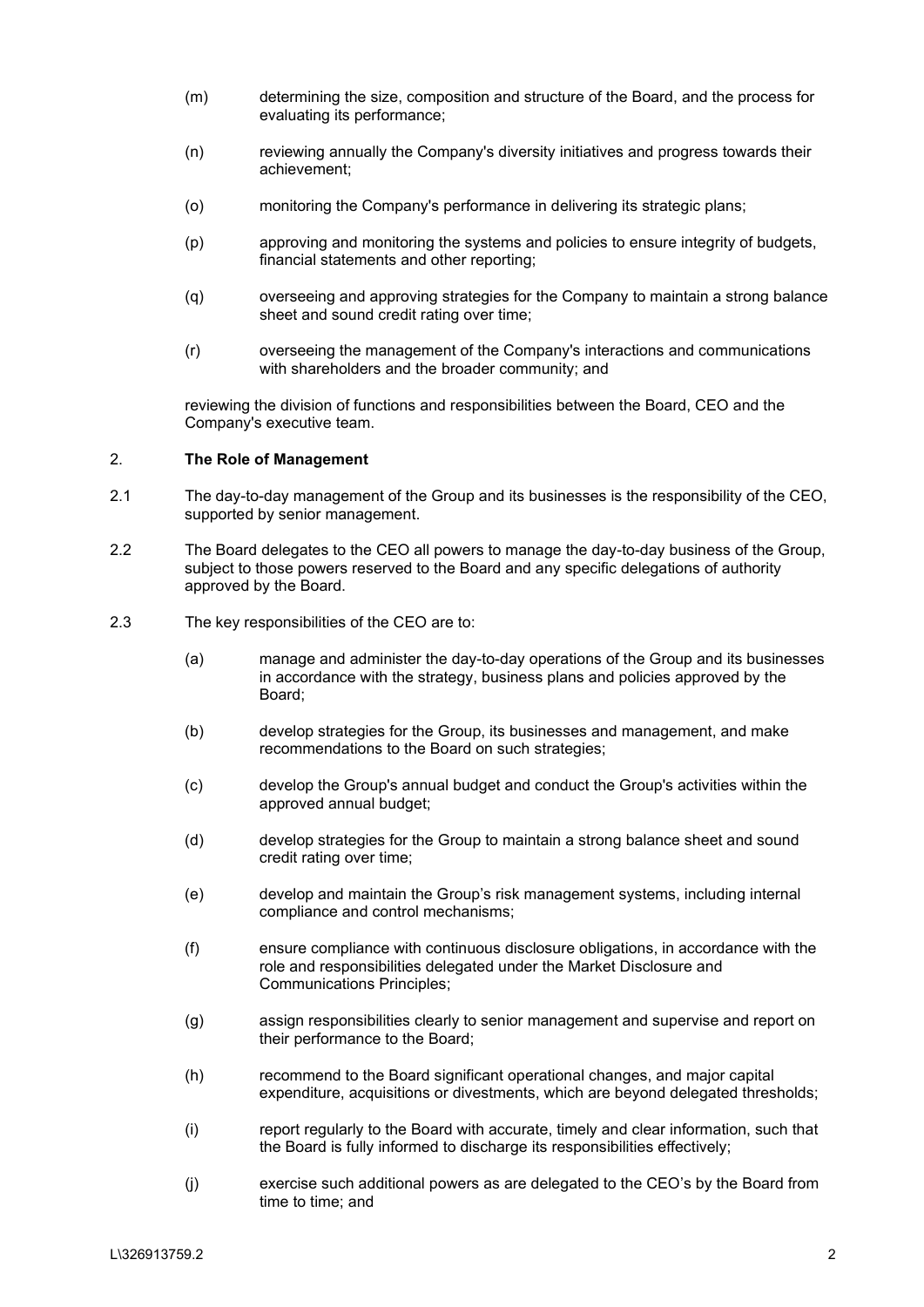(m) determining the size, composition and structure of the Board, and the process for evaluating its performance;

(n) reviewing annually the Company's diversity initiatives and progress towards their achievement;

(o) monitoring the Company's performance in delivering its strategic plans;

(p) approving and monitoring the systems and policies to ensure integrity of budgets, financial statements and other reporting;

(q) overseeing and approving strategies for the Company to maintain a strong balance sheet and sound credit rating over time;

(r) overseeing the management of the Company's interactions and communications with shareholders and the broader community; and

reviewing the division of functions and responsibilities between the Board, CEO and the Company's executive team.

## 2. **The Role of Management**

2.1 The day-to-day management of the Group and its businesses is the responsibility of the CEO, supported by senior management.

2.2 The Board delegates to the CEO all powers to manage the day-to-day business of the Group, subject to those powers reserved to the Board and any specific delegations of authority approved by the Board.

2.3 The key responsibilities of the CEO are to:

(a) manage and administer the day-to-day operations of the Group and its businesses in accordance with the strategy, business plans and policies approved by the Board;

(b) develop strategies for the Group, its businesses and management, and make recommendations to the Board on such strategies;

(c) develop the Group's annual budget and conduct the Group's activities within the approved annual budget;

(d) develop strategies for the Group to maintain a strong balance sheet and sound credit rating over time;

(e) develop and maintain the Group's risk management systems, including internal compliance and control mechanisms;

(f) ensure compliance with continuous disclosure obligations, in accordance with the role and responsibilities delegated under the Market Disclosure and Communications Principles;

(g) assign responsibilities clearly to senior management and supervise and report on their performance to the Board;

(h) recommend to the Board significant operational changes, and major capital expenditure, acquisitions or divestments, which are beyond delegated thresholds;

(i) report regularly to the Board with accurate, timely and clear information, such that the Board is fully informed to discharge its responsibilities effectively;

(j) exercise such additional powers as are delegated to the CEO's by the Board from time to time; and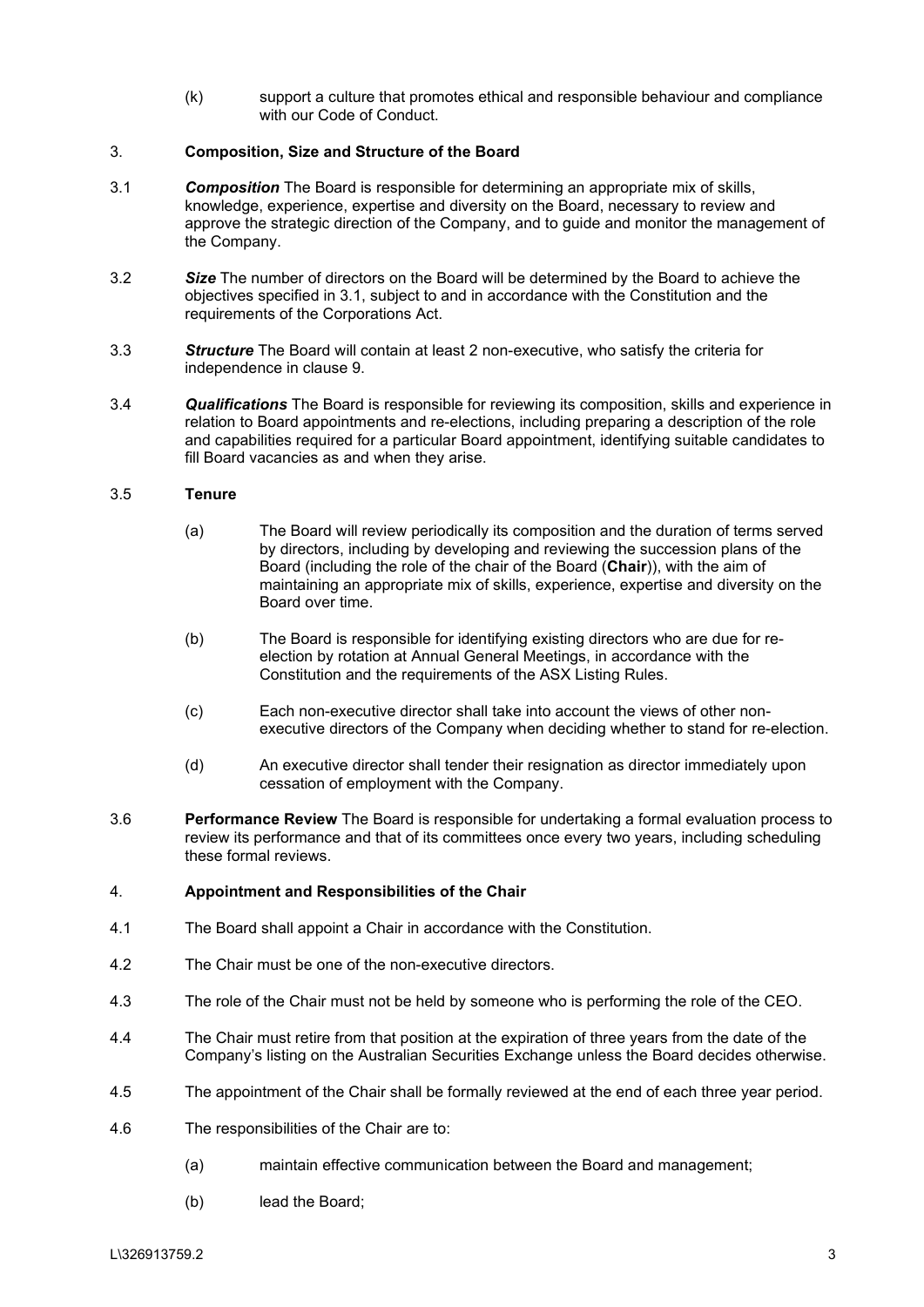(k) support a culture that promotes ethical and responsible behaviour and compliance with our Code of Conduct.

## 3. Composition, Size and Structure of the Board

3.1 ***Composition*** The Board is responsible for determining an appropriate mix of skills, knowledge, experience, expertise and diversity on the Board, necessary to review and approve the strategic direction of the Company, and to guide and monitor the management of the Company.

3.2 ***Size*** The number of directors on the Board will be determined by the Board to achieve the objectives specified in 3.1, subject to and in accordance with the Constitution and the requirements of the Corporations Act.

3.3 ***Structure*** The Board will contain at least 2 non-executive, who satisfy the criteria for independence in clause 9.

3.4 ***Qualifications*** The Board is responsible for reviewing its composition, skills and experience in relation to Board appointments and re-elections, including preparing a description of the role and capabilities required for a particular Board appointment, identifying suitable candidates to fill Board vacancies as and when they arise.

3.5 **Tenure**

(a) The Board will review periodically its composition and the duration of terms served by directors, including by developing and reviewing the succession plans of the Board (including the role of the chair of the Board (**Chair**)), with the aim of maintaining an appropriate mix of skills, experience, expertise and diversity on the Board over time.

(b) The Board is responsible for identifying existing directors who are due for re-election by rotation at Annual General Meetings, in accordance with the Constitution and the requirements of the ASX Listing Rules.

(c) Each non-executive director shall take into account the views of other non-executive directors of the Company when deciding whether to stand for re-election.

(d) An executive director shall tender their resignation as director immediately upon cessation of employment with the Company.

3.6 **Performance Review** The Board is responsible for undertaking a formal evaluation process to review its performance and that of its committees once every two years, including scheduling these formal reviews.

## 4. Appointment and Responsibilities of the Chair

4.1 The Board shall appoint a Chair in accordance with the Constitution.

4.2 The Chair must be one of the non-executive directors.

4.3 The role of the Chair must not be held by someone who is performing the role of the CEO.

4.4 The Chair must retire from that position at the expiration of three years from the date of the Company's listing on the Australian Securities Exchange unless the Board decides otherwise.

4.5 The appointment of the Chair shall be formally reviewed at the end of each three year period.

4.6 The responsibilities of the Chair are to:

(a) maintain effective communication between the Board and management;

(b) lead the Board;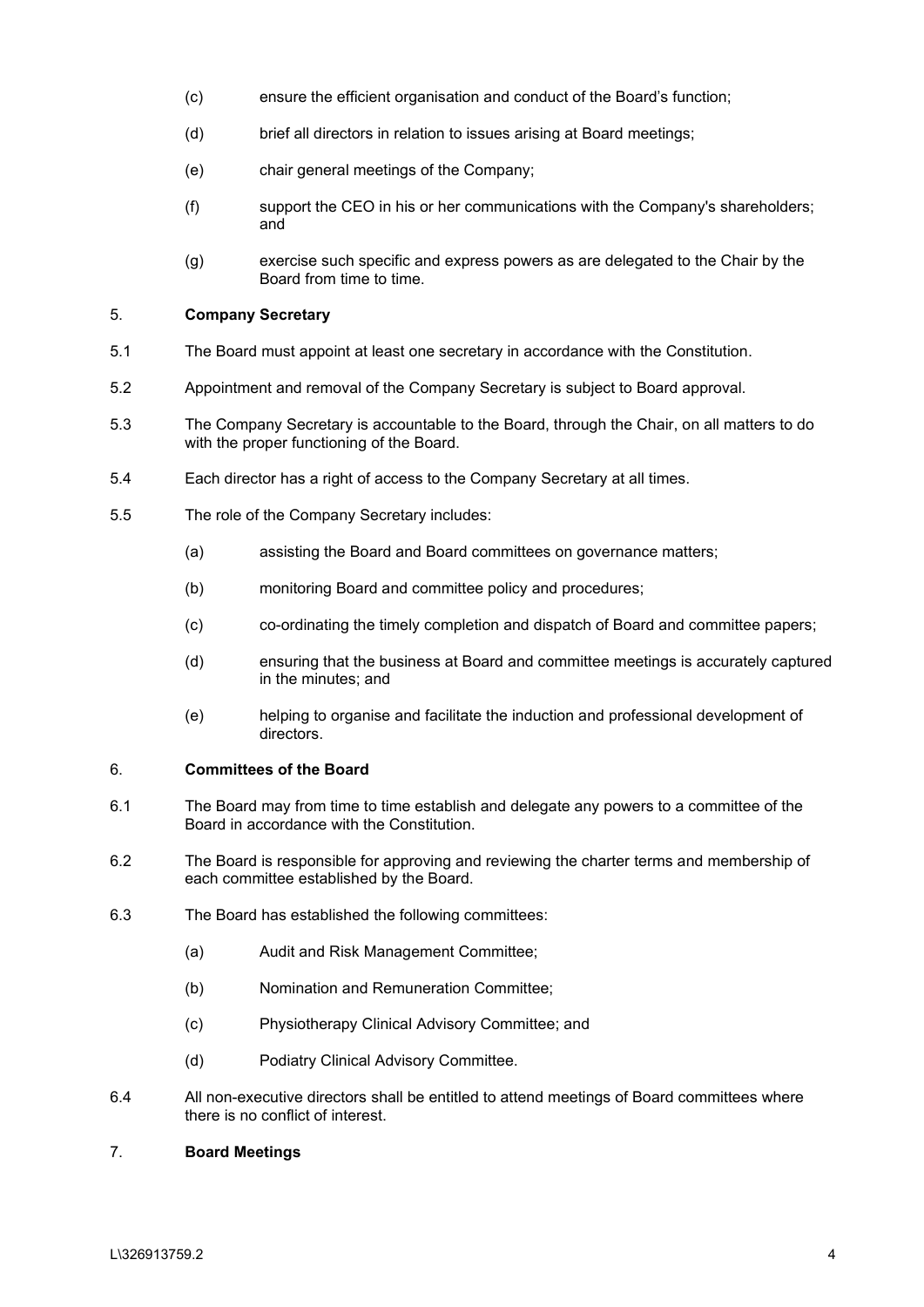(c) ensure the efficient organisation and conduct of the Board's function;

(d) brief all directors in relation to issues arising at Board meetings;

(e) chair general meetings of the Company;

(f) support the CEO in his or her communications with the Company's shareholders; and

(g) exercise such specific and express powers as are delegated to the Chair by the Board from time to time.

## 5. Company Secretary

5.1 The Board must appoint at least one secretary in accordance with the Constitution.

5.2 Appointment and removal of the Company Secretary is subject to Board approval.

5.3 The Company Secretary is accountable to the Board, through the Chair, on all matters to do with the proper functioning of the Board.

5.4 Each director has a right of access to the Company Secretary at all times.

5.5 The role of the Company Secretary includes:

(a) assisting the Board and Board committees on governance matters;

(b) monitoring Board and committee policy and procedures;

(c) co-ordinating the timely completion and dispatch of Board and committee papers;

(d) ensuring that the business at Board and committee meetings is accurately captured in the minutes; and

(e) helping to organise and facilitate the induction and professional development of directors.

## 6. Committees of the Board

6.1 The Board may from time to time establish and delegate any powers to a committee of the Board in accordance with the Constitution.

6.2 The Board is responsible for approving and reviewing the charter terms and membership of each committee established by the Board.

6.3 The Board has established the following committees:

(a) Audit and Risk Management Committee;

(b) Nomination and Remuneration Committee;

(c) Physiotherapy Clinical Advisory Committee; and

(d) Podiatry Clinical Advisory Committee.

6.4 All non-executive directors shall be entitled to attend meetings of Board committees where there is no conflict of interest.

## 7. Board Meetings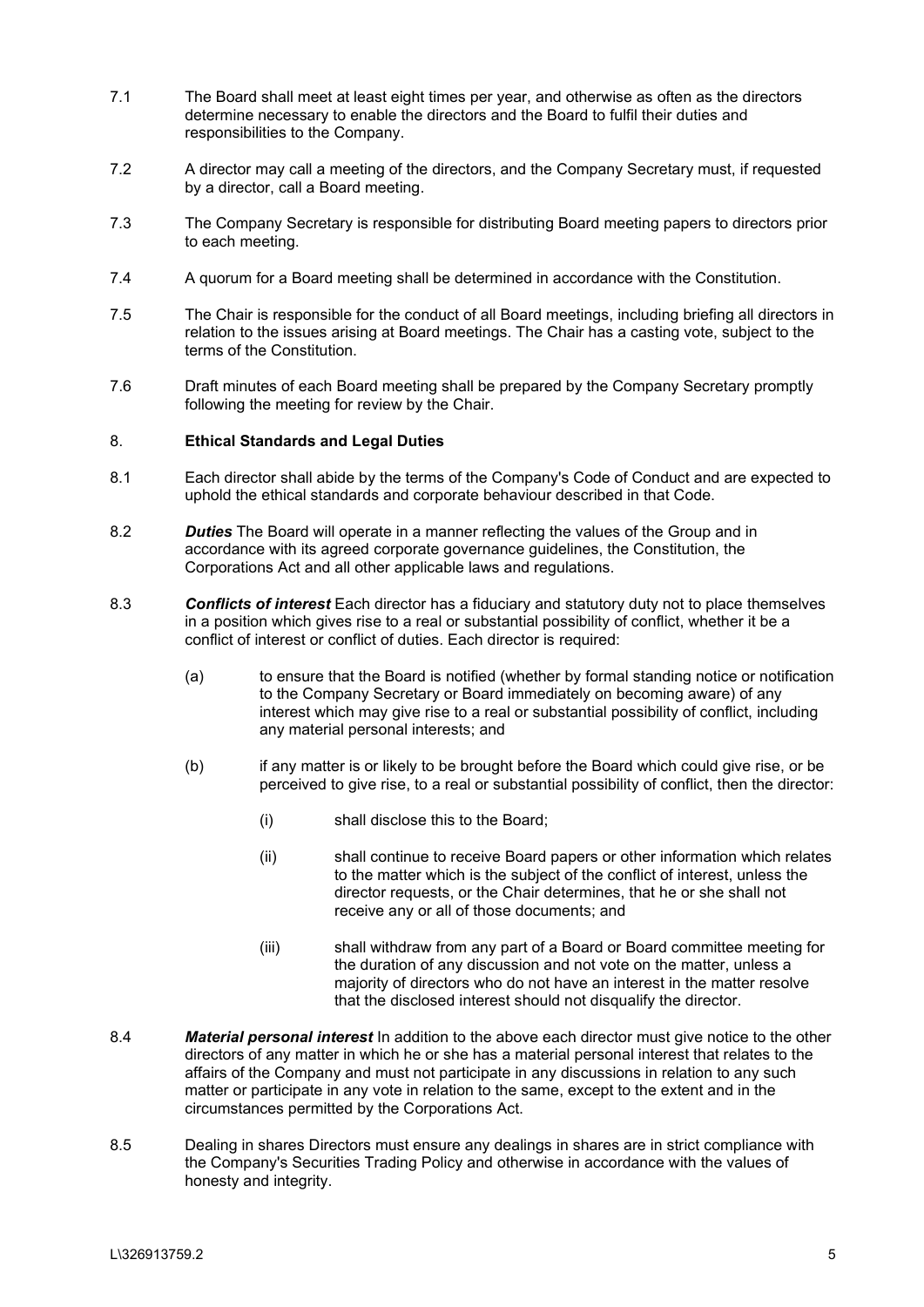7.1 The Board shall meet at least eight times per year, and otherwise as often as the directors determine necessary to enable the directors and the Board to fulfil their duties and responsibilities to the Company.

7.2 A director may call a meeting of the directors, and the Company Secretary must, if requested by a director, call a Board meeting.

7.3 The Company Secretary is responsible for distributing Board meeting papers to directors prior to each meeting.

7.4 A quorum for a Board meeting shall be determined in accordance with the Constitution.

7.5 The Chair is responsible for the conduct of all Board meetings, including briefing all directors in relation to the issues arising at Board meetings. The Chair has a casting vote, subject to the terms of the Constitution.

7.6 Draft minutes of each Board meeting shall be prepared by the Company Secretary promptly following the meeting for review by the Chair.

## 8. Ethical Standards and Legal Duties

8.1 Each director shall abide by the terms of the Company's Code of Conduct and are expected to uphold the ethical standards and corporate behaviour described in that Code.

8.2 ***Duties*** The Board will operate in a manner reflecting the values of the Group and in accordance with its agreed corporate governance guidelines, the Constitution, the Corporations Act and all other applicable laws and regulations.

8.3 ***Conflicts of interest*** Each director has a fiduciary and statutory duty not to place themselves in a position which gives rise to a real or substantial possibility of conflict, whether it be a conflict of interest or conflict of duties. Each director is required:

- (a) to ensure that the Board is notified (whether by formal standing notice or notification to the Company Secretary or Board immediately on becoming aware) of any interest which may give rise to a real or substantial possibility of conflict, including any material personal interests; and

- (b) if any matter is or likely to be brought before the Board which could give rise, or be perceived to give rise, to a real or substantial possibility of conflict, then the director:

  - (i) shall disclose this to the Board;

  - (ii) shall continue to receive Board papers or other information which relates to the matter which is the subject of the conflict of interest, unless the director requests, or the Chair determines, that he or she shall not receive any or all of those documents; and

  - (iii) shall withdraw from any part of a Board or Board committee meeting for the duration of any discussion and not vote on the matter, unless a majority of directors who do not have an interest in the matter resolve that the disclosed interest should not disqualify the director.

8.4 ***Material personal interest*** In addition to the above each director must give notice to the other directors of any matter in which he or she has a material personal interest that relates to the affairs of the Company and must not participate in any discussions in relation to any such matter or participate in any vote in relation to the same, except to the extent and in the circumstances permitted by the Corporations Act.

8.5 Dealing in shares Directors must ensure any dealings in shares are in strict compliance with the Company's Securities Trading Policy and otherwise in accordance with the values of honesty and integrity.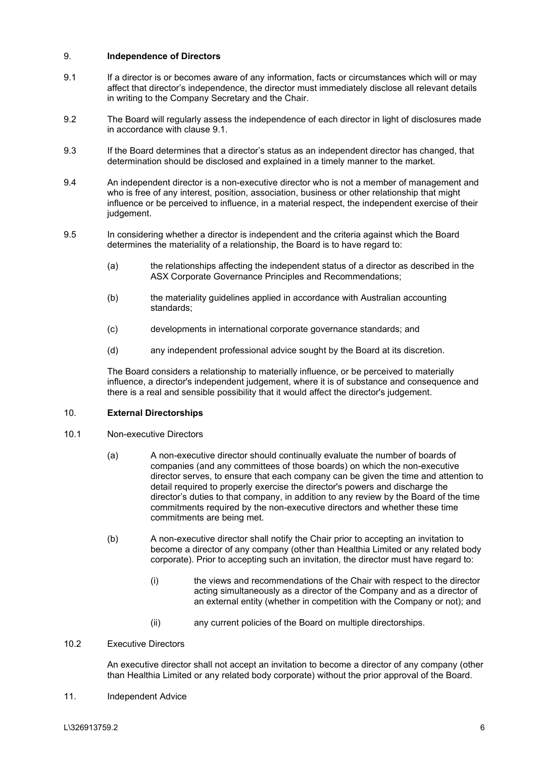## 9. **Independence of Directors**

9.1 If a director is or becomes aware of any information, facts or circumstances which will or may affect that director's independence, the director must immediately disclose all relevant details in writing to the Company Secretary and the Chair.

9.2 The Board will regularly assess the independence of each director in light of disclosures made in accordance with clause 9.1.

9.3 If the Board determines that a director's status as an independent director has changed, that determination should be disclosed and explained in a timely manner to the market.

9.4 An independent director is a non-executive director who is not a member of management and who is free of any interest, position, association, business or other relationship that might influence or be perceived to influence, in a material respect, the independent exercise of their judgement.

9.5 In considering whether a director is independent and the criteria against which the Board determines the materiality of a relationship, the Board is to have regard to:

(a) the relationships affecting the independent status of a director as described in the ASX Corporate Governance Principles and Recommendations;

(b) the materiality guidelines applied in accordance with Australian accounting standards;

(c) developments in international corporate governance standards; and

(d) any independent professional advice sought by the Board at its discretion.

The Board considers a relationship to materially influence, or be perceived to materially influence, a director's independent judgement, where it is of substance and consequence and there is a real and sensible possibility that it would affect the director's judgement.

## 10. **External Directorships**

10.1 Non-executive Directors

(a) A non-executive director should continually evaluate the number of boards of companies (and any committees of those boards) on which the non-executive director serves, to ensure that each company can be given the time and attention to detail required to properly exercise the director's powers and discharge the director's duties to that company, in addition to any review by the Board of the time commitments required by the non-executive directors and whether these time commitments are being met.

(b) A non-executive director shall notify the Chair prior to accepting an invitation to become a director of any company (other than Healthia Limited or any related body corporate). Prior to accepting such an invitation, the director must have regard to:

(i) the views and recommendations of the Chair with respect to the director acting simultaneously as a director of the Company and as a director of an external entity (whether in competition with the Company or not); and

(ii) any current policies of the Board on multiple directorships.

10.2 Executive Directors

An executive director shall not accept an invitation to become a director of any company (other than Healthia Limited or any related body corporate) without the prior approval of the Board.

11. Independent Advice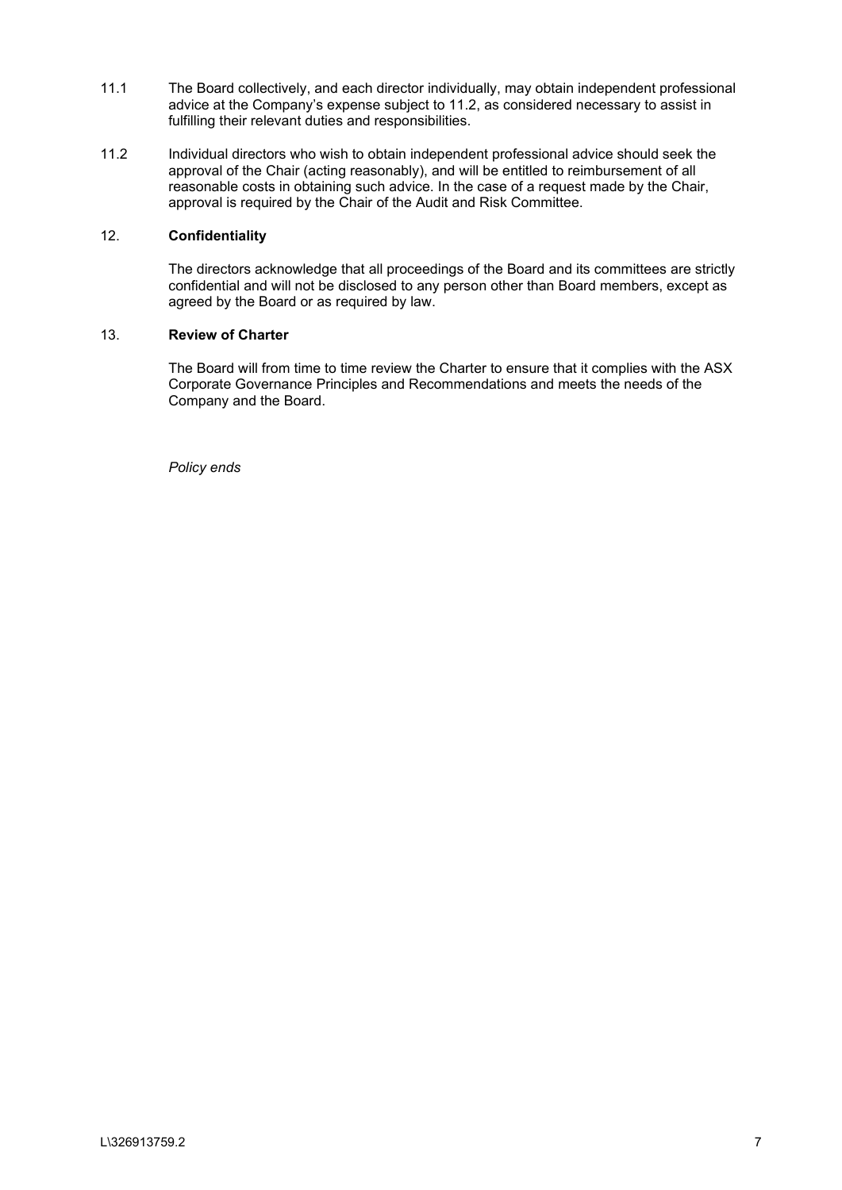11.1 The Board collectively, and each director individually, may obtain independent professional advice at the Company's expense subject to 11.2, as considered necessary to assist in fulfilling their relevant duties and responsibilities.

11.2 Individual directors who wish to obtain independent professional advice should seek the approval of the Chair (acting reasonably), and will be entitled to reimbursement of all reasonable costs in obtaining such advice. In the case of a request made by the Chair, approval is required by the Chair of the Audit and Risk Committee.

## 12. Confidentiality

The directors acknowledge that all proceedings of the Board and its committees are strictly confidential and will not be disclosed to any person other than Board members, except as agreed by the Board or as required by law.

## 13. Review of Charter

The Board will from time to time review the Charter to ensure that it complies with the ASX Corporate Governance Principles and Recommendations and meets the needs of the Company and the Board.

*Policy ends*

L\326913759.2